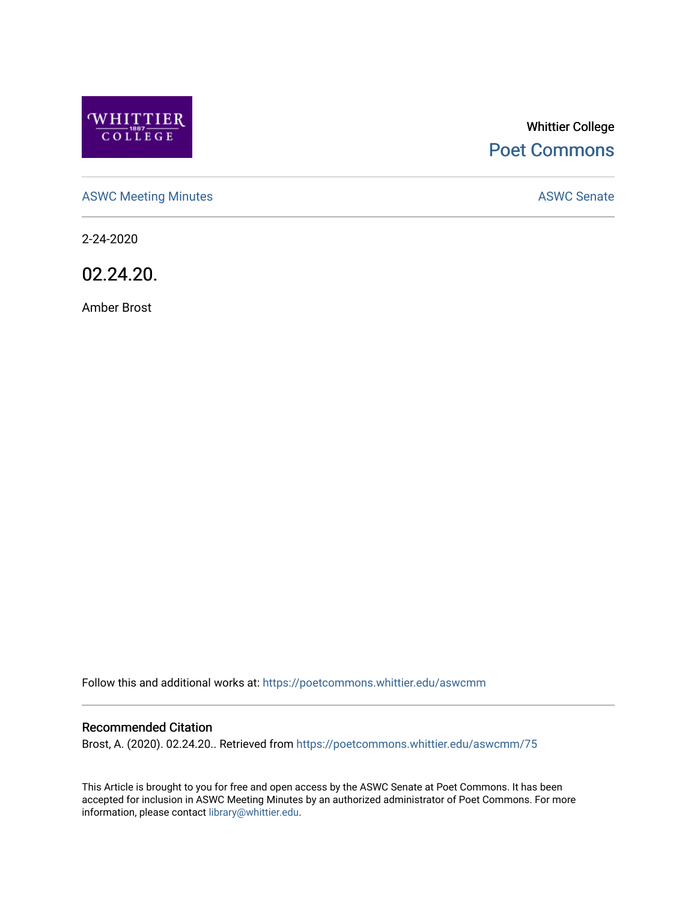Whittier College

Poet Commons

ASWC Meeting Minutes

ASWC Senate

2-24-2020

# 02.24.20.

Amber Brost

Follow this and additional works at: https://poetcommons.whittier.edu/aswcmm

## Recommended Citation

Brost, A. (2020). 02.24.20.. Retrieved from https://poetcommons.whittier.edu/aswcmm/75

This Article is brought to you for free and open access by the ASWC Senate at Poet Commons. It has been accepted for inclusion in ASWC Meeting Minutes by an authorized administrator of Poet Commons. For more information, please contact library@whittier.edu.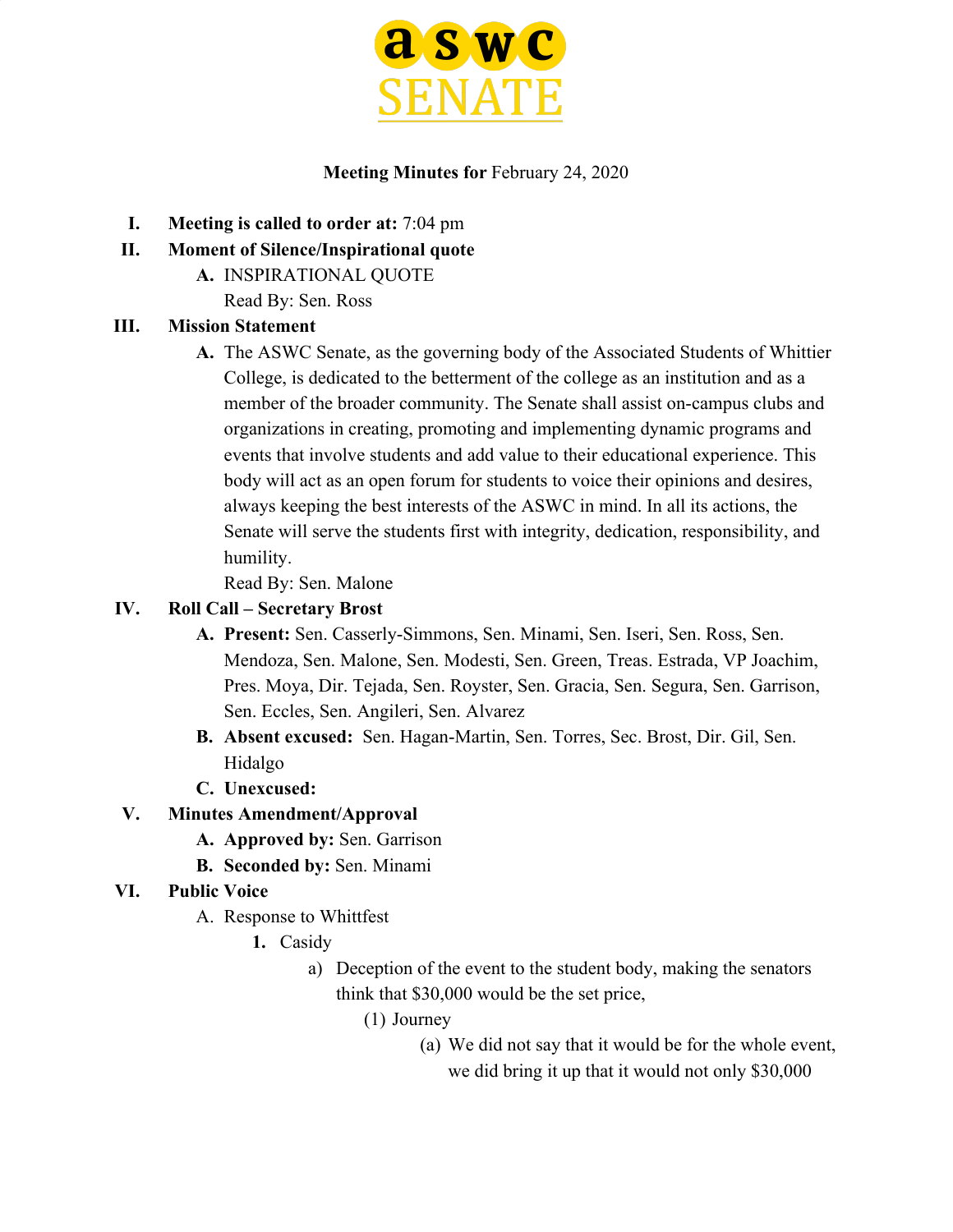**aswc SENATE**

**Meeting Minutes for** February 24, 2020

I. **Meeting is called to order at:** 7:04 pm

II. **Moment of Silence/Inspirational quote**
   - A. INSPIRATIONAL QUOTE
     Read By: Sen. Ross

III. **Mission Statement**
   - A. The ASWC Senate, as the governing body of the Associated Students of Whittier College, is dedicated to the betterment of the college as an institution and as a member of the broader community. The Senate shall assist on-campus clubs and organizations in creating, promoting and implementing dynamic programs and events that involve students and add value to their educational experience. This body will act as an open forum for students to voice their opinions and desires, always keeping the best interests of the ASWC in mind. In all its actions, the Senate will serve the students first with integrity, dedication, responsibility, and humility.
     Read By: Sen. Malone

IV. **Roll Call – Secretary Brost**
   - A. **Present:** Sen. Casserly-Simmons, Sen. Minami, Sen. Iseri, Sen. Ross, Sen. Mendoza, Sen. Malone, Sen. Modesti, Sen. Green, Treas. Estrada, VP Joachim, Pres. Moya, Dir. Tejada, Sen. Royster, Sen. Gracia, Sen. Segura, Sen. Garrison, Sen. Eccles, Sen. Angileri, Sen. Alvarez
   - B. **Absent excused:** Sen. Hagan-Martin, Sen. Torres, Sec. Brost, Dir. Gil, Sen. Hidalgo
   - C. **Unexcused:**

V. **Minutes Amendment/Approval**
   - A. **Approved by:** Sen. Garrison
   - B. **Seconded by:** Sen. Minami

VI. **Public Voice**
   - A. Response to Whittfest
     1. Casidy
        - a) Deception of the event to the student body, making the senators think that $30,000 would be the set price,
          - (1) Journey
            - (a) We did not say that it would be for the whole event, we did bring it up that it would not only $30,000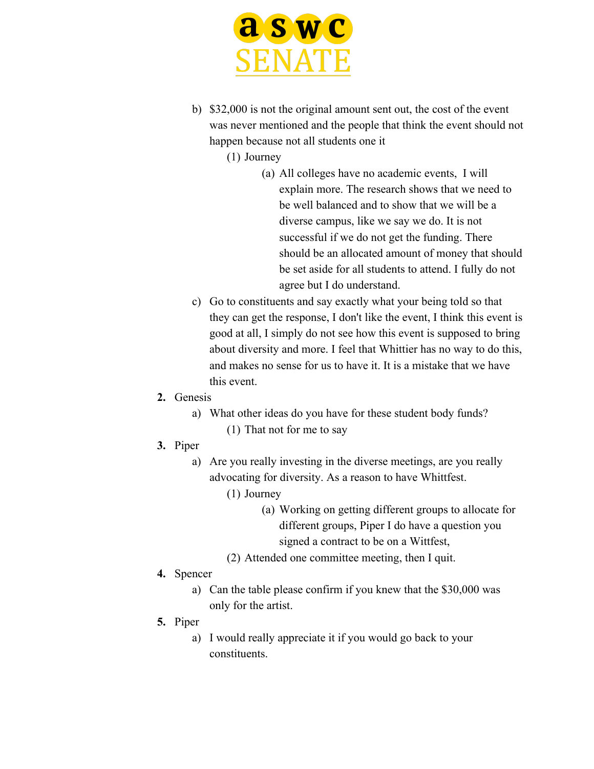b) $32,000 is not the original amount sent out, the cost of the event was never mentioned and the people that think the event should not happen because not all students one it
    (1) Journey
        (a) All colleges have no academic events,  I will explain more. The research shows that we need to be well balanced and to show that we will be a diverse campus, like we say we do. It is not successful if we do not get the funding. There should be an allocated amount of money that should be set aside for all students to attend. I fully do not agree but I do understand.

c) Go to constituents and say exactly what your being told so that they can get the response, I don't like the event, I think this event is good at all, I simply do not see how this event is supposed to bring about diversity and more. I feel that Whittier has no way to do this, and makes no sense for us to have it. It is a mistake that we have this event.

2. Genesis
    a) What other ideas do you have for these student body funds?
        (1) That not for me to say
3. Piper
    a) Are you really investing in the diverse meetings, are you really advocating for diversity. As a reason to have Whittfest.
        (1) Journey
            (a) Working on getting different groups to allocate for different groups, Piper I do have a question you signed a contract to be on a Wittfest,
        (2) Attended one committee meeting, then I quit.
4. Spencer
    a) Can the table please confirm if you knew that the $30,000 was only for the artist.
5. Piper
    a) I would really appreciate it if you would go back to your constituents.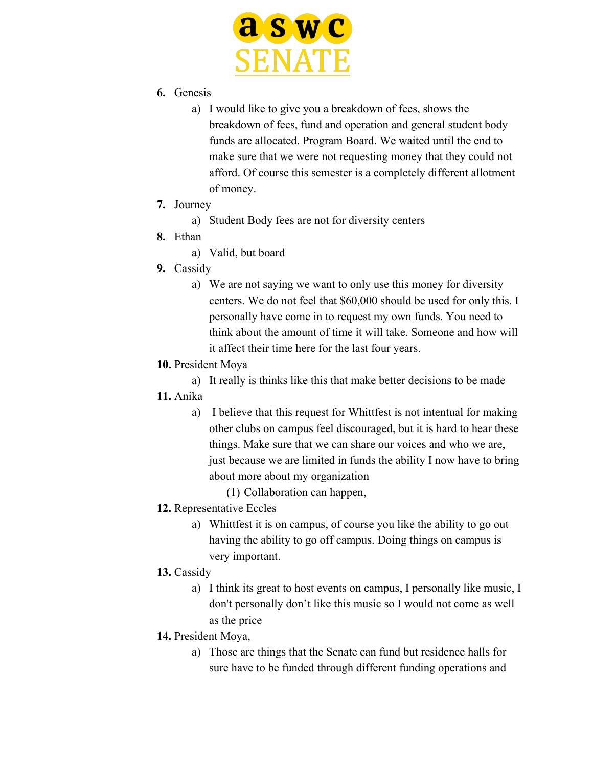6. **Genesis**
    a) I would like to give you a breakdown of fees, shows the breakdown of fees, fund and operation and general student body funds are allocated. Program Board. We waited until the end to make sure that we were not requesting money that they could not afford. Of course this semester is a completely different allotment of money.
7. **Journey**
    a) Student Body fees are not for diversity centers
8. **Ethan**
    a) Valid, but board
9. **Cassidy**
    a) We are not saying we want to only use this money for diversity centers. We do not feel that $60,000 should be used for only this. I personally have come in to request my own funds. You need to think about the amount of time it will take. Someone and how will it affect their time here for the last four years.
10. **President Moya**
    a) It really is thinks like this that make better decisions to be made
11. **Anika**
    a) I believe that this request for Whittfest is not intentual for making other clubs on campus feel discouraged, but it is hard to hear these things. Make sure that we can share our voices and who we are, just because we are limited in funds the ability I now have to bring about more about my organization
        (1) Collaboration can happen,
12. **Representative Eccles**
    a) Whittfest it is on campus, of course you like the ability to go out having the ability to go off campus. Doing things on campus is very important.
13. **Cassidy**
    a) I think its great to host events on campus, I personally like music, I don't personally don't like this music so I would not come as well as the price
14. **President Moya,**
    a) Those are things that the Senate can fund but residence halls for sure have to be funded through different funding operations and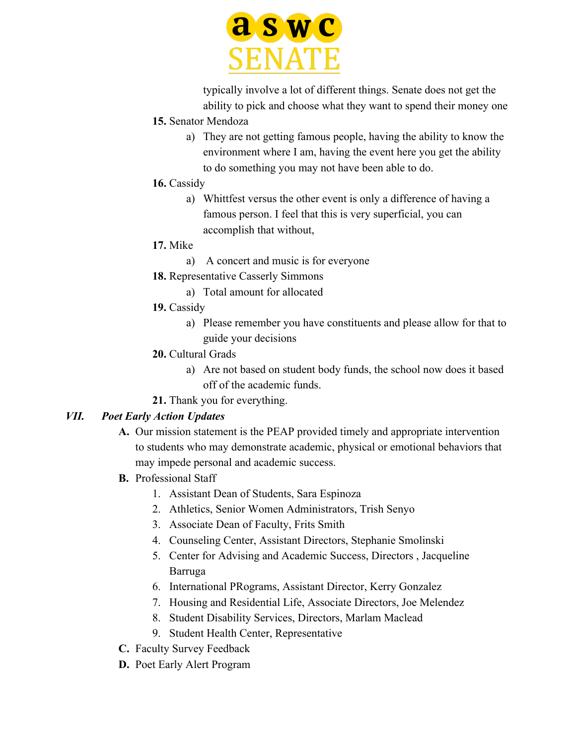typically involve a lot of different things. Senate does not get the ability to pick and choose what they want to spend their money one

15. Senator Mendoza
    a) They are not getting famous people, having the ability to know the environment where I am, having the event here you get the ability to do something you may not have been able to do.
16. Cassidy
    a) Whittfest versus the other event is only a difference of having a famous person. I feel that this is very superficial, you can accomplish that without,
17. Mike
    a) A concert and music is for everyone
18. Representative Casserly Simmons
    a) Total amount for allocated
19. Cassidy
    a) Please remember you have constituents and please allow for that to guide your decisions
20. Cultural Grads
    a) Are not based on student body funds, the school now does it based off of the academic funds.
21. Thank you for everything.

### VII. *Poet Early Action Updates*

A. Our mission statement is the PEAP provided timely and appropriate intervention to students who may demonstrate academic, physical or emotional behaviors that may impede personal and academic success.

B. Professional Staff
   1. Assistant Dean of Students, Sara Espinoza
   2. Athletics, Senior Women Administrators, Trish Senyo
   3. Associate Dean of Faculty, Frits Smith
   4. Counseling Center, Assistant Directors, Stephanie Smolinski
   5. Center for Advising and Academic Success, Directors , Jacqueline Barruga
   6. International PRograms, Assistant Director, Kerry Gonzalez
   7. Housing and Residential Life, Associate Directors, Joe Melendez
   8. Student Disability Services, Directors, Marlam Maclead
   9. Student Health Center, Representative

C. Faculty Survey Feedback

D. Poet Early Alert Program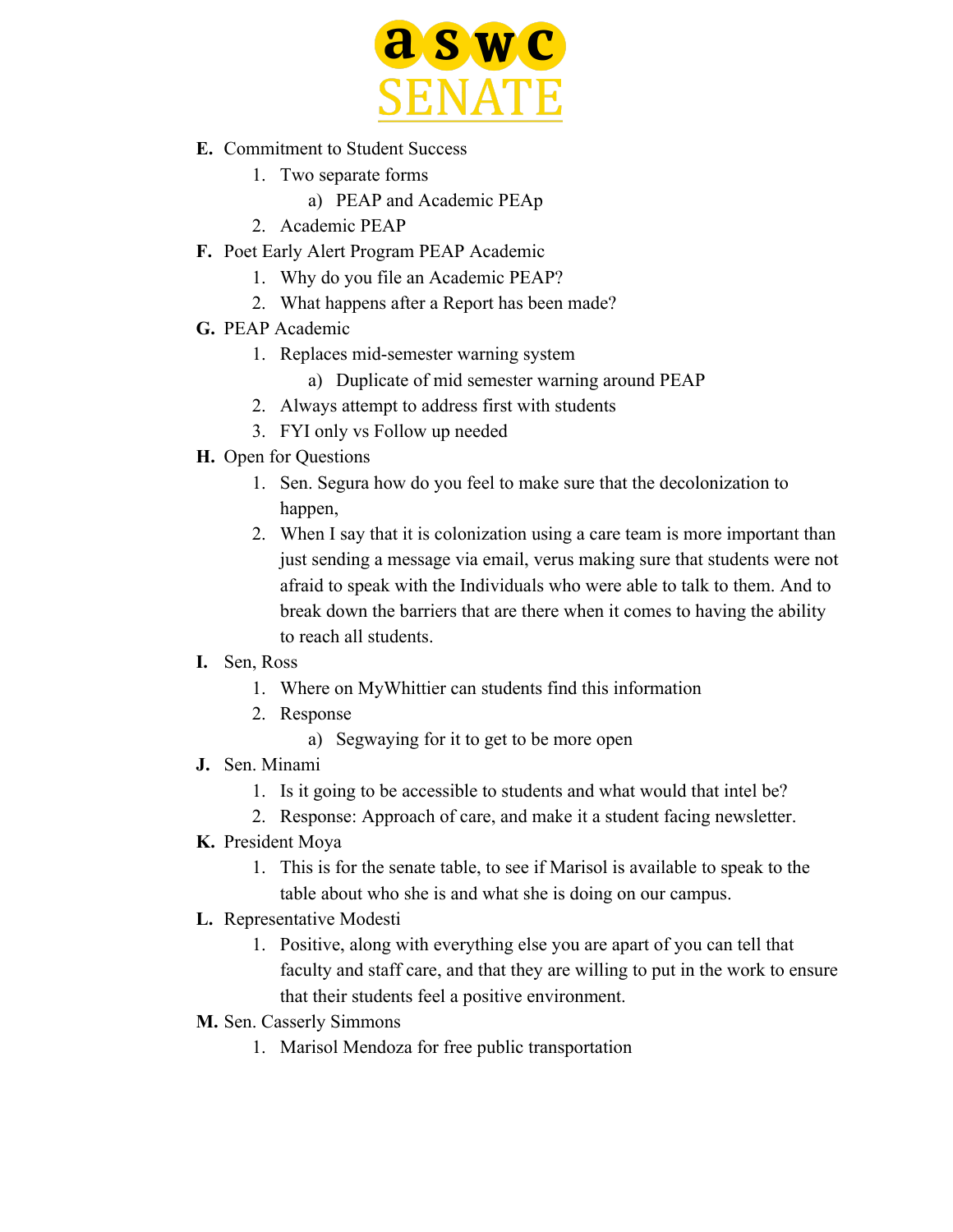E. Commitment to Student Success
    1. Two separate forms
        a) PEAP and Academic PEAp
    2. Academic PEAP

F. Poet Early Alert Program PEAP Academic
    1. Why do you file an Academic PEAP?
    2. What happens after a Report has been made?

G. PEAP Academic
    1. Replaces mid-semester warning system
        a) Duplicate of mid semester warning around PEAP
    2. Always attempt to address first with students
    3. FYI only vs Follow up needed

H. Open for Questions
    1. Sen. Segura how do you feel to make sure that the decolonization to happen,
    2. When I say that it is colonization using a care team is more important than just sending a message via email, verus making sure that students were not afraid to speak with the Individuals who were able to talk to them. And to break down the barriers that are there when it comes to having the ability to reach all students.

I. Sen, Ross
    1. Where on MyWhittier can students find this information
    2. Response
        a) Segwaying for it to get to be more open

J. Sen. Minami
    1. Is it going to be accessible to students and what would that intel be?
    2. Response: Approach of care, and make it a student facing newsletter.

K. President Moya
    1. This is for the senate table, to see if Marisol is available to speak to the table about who she is and what she is doing on our campus.

L. Representative Modesti
    1. Positive, along with everything else you are apart of you can tell that faculty and staff care, and that they are willing to put in the work to ensure that their students feel a positive environment.

M. Sen. Casserly Simmons
    1. Marisol Mendoza for free public transportation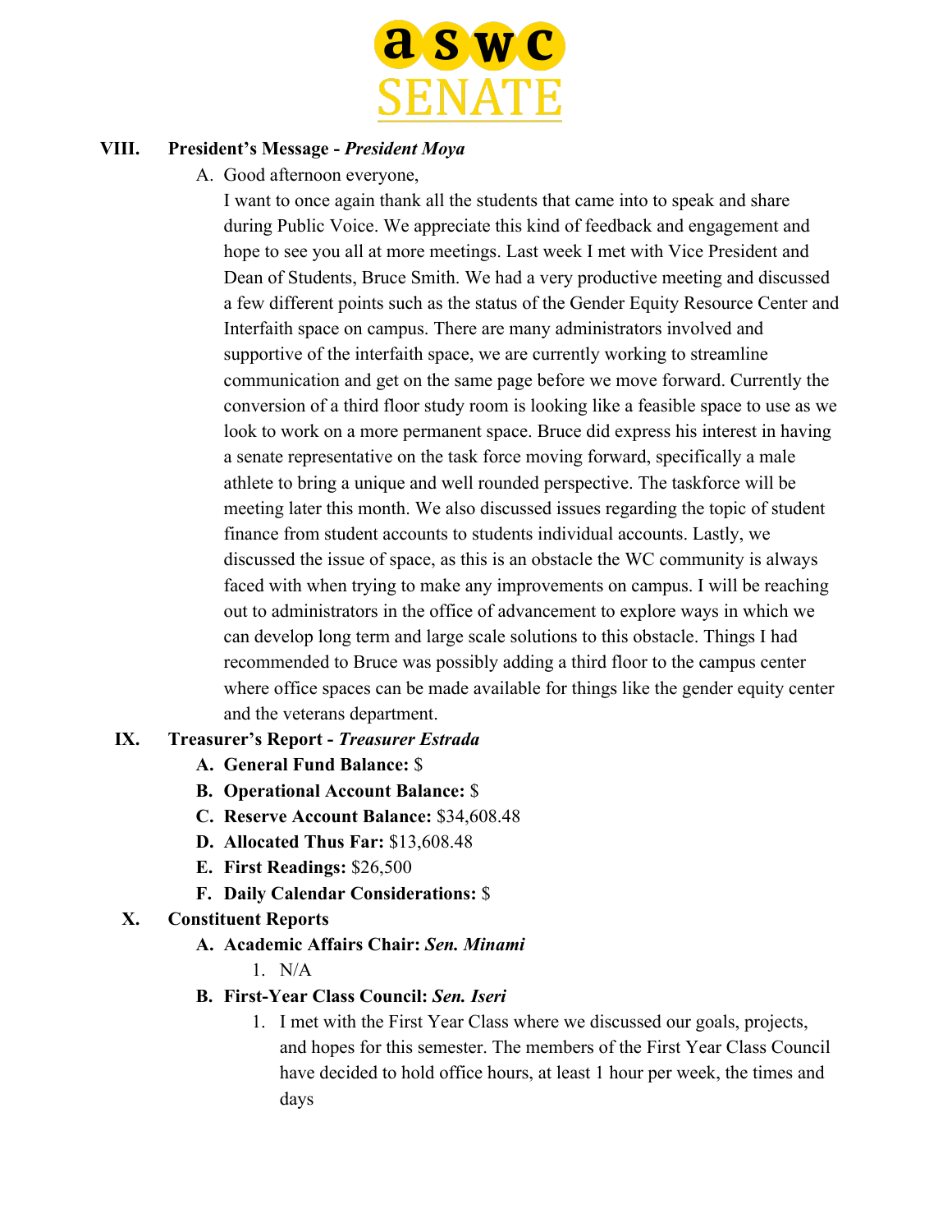**VIII. President's Message - *President Moya***

A. Good afternoon everyone,

I want to once again thank all the students that came into to speak and share during Public Voice. We appreciate this kind of feedback and engagement and hope to see you all at more meetings. Last week I met with Vice President and Dean of Students, Bruce Smith. We had a very productive meeting and discussed a few different points such as the status of the Gender Equity Resource Center and Interfaith space on campus. There are many administrators involved and supportive of the interfaith space, we are currently working to streamline communication and get on the same page before we move forward. Currently the conversion of a third floor study room is looking like a feasible space to use as we look to work on a more permanent space. Bruce did express his interest in having a senate representative on the task force moving forward, specifically a male athlete to bring a unique and well rounded perspective. The taskforce will be meeting later this month. We also discussed issues regarding the topic of student finance from student accounts to students individual accounts. Lastly, we discussed the issue of space, as this is an obstacle the WC community is always faced with when trying to make any improvements on campus. I will be reaching out to administrators in the office of advancement to explore ways in which we can develop long term and large scale solutions to this obstacle. Things I had recommended to Bruce was possibly adding a third floor to the campus center where office spaces can be made available for things like the gender equity center and the veterans department.

**IX. Treasurer's Report - *Treasurer Estrada***

A. **General Fund Balance:** $

B. **Operational Account Balance:** $

C. **Reserve Account Balance:** $34,608.48

D. **Allocated Thus Far:** $13,608.48

E. **First Readings:** $26,500

F. **Daily Calendar Considerations:** $

**X. Constituent Reports**

A. **Academic Affairs Chair: *Sen. Minami***

1. N/A

B. **First-Year Class Council: *Sen. Iseri***

1. I met with the First Year Class where we discussed our goals, projects, and hopes for this semester. The members of the First Year Class Council have decided to hold office hours, at least 1 hour per week, the times and days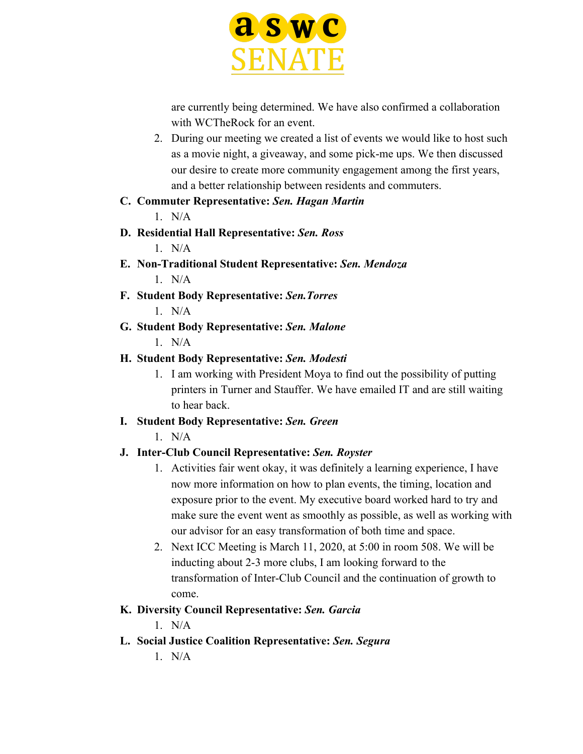are currently being determined. We have also confirmed a collaboration with WCTheRock for an event.

2. During our meeting we created a list of events we would like to host such as a movie night, a giveaway, and some pick-me ups. We then discussed our desire to create more community engagement among the first years, and a better relationship between residents and commuters.

**C. Commuter Representative:** ***Sen. Hagan Martin***

1. N/A

**D. Residential Hall Representative:** ***Sen. Ross***

1. N/A

**E. Non-Traditional Student Representative:** ***Sen. Mendoza***

1. N/A

**F. Student Body Representative:** ***Sen.Torres***

1. N/A

**G. Student Body Representative:** ***Sen. Malone***

1. N/A

**H. Student Body Representative:** ***Sen. Modesti***

1. I am working with President Moya to find out the possibility of putting printers in Turner and Stauffer. We have emailed IT and are still waiting to hear back.

**I. Student Body Representative:** ***Sen. Green***

1. N/A

**J. Inter-Club Council Representative:** ***Sen. Royster***

1. Activities fair went okay, it was definitely a learning experience, I have now more information on how to plan events, the timing, location and exposure prior to the event. My executive board worked hard to try and make sure the event went as smoothly as possible, as well as working with our advisor for an easy transformation of both time and space.
2. Next ICC Meeting is March 11, 2020, at 5:00 in room 508. We will be inducting about 2-3 more clubs, I am looking forward to the transformation of Inter-Club Council and the continuation of growth to come.

**K. Diversity Council Representative:** ***Sen. Garcia***

1. N/A

**L. Social Justice Coalition Representative:** ***Sen. Segura***

1. N/A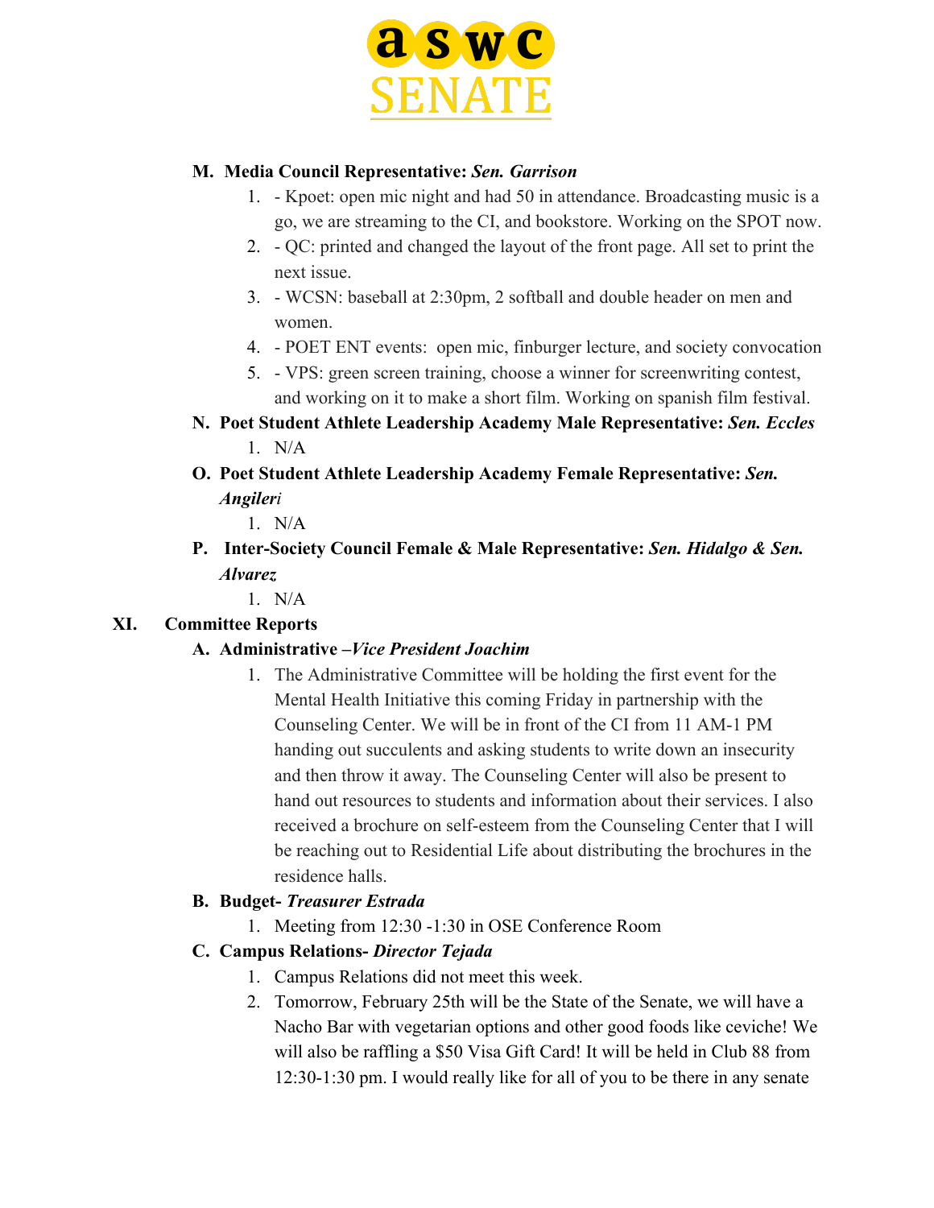**M. Media Council Representative: *Sen. Garrison***

1. - Kpoet: open mic night and had 50 in attendance. Broadcasting music is a go, we are streaming to the CI, and bookstore. Working on the SPOT now.
2. - QC: printed and changed the layout of the front page. All set to print the next issue.
3. - WCSN: baseball at 2:30pm, 2 softball and double header on men and women.
4. - POET ENT events: open mic, finburger lecture, and society convocation
5. - VPS: green screen training, choose a winner for screenwriting contest, and working on it to make a short film. Working on spanish film festival.

**N. Poet Student Athlete Leadership Academy Male Representative: *Sen. Eccles***

1. N/A

**O. Poet Student Athlete Leadership Academy Female Representative: *Sen. Angileri***

1. N/A

**P. Inter-Society Council Female & Male Representative: *Sen. Hidalgo & Sen. Alvarez***

1. N/A

## XI. Committee Reports

**A. Administrative –*Vice President Joachim***

1. The Administrative Committee will be holding the first event for the Mental Health Initiative this coming Friday in partnership with the Counseling Center. We will be in front of the CI from 11 AM-1 PM handing out succulents and asking students to write down an insecurity and then throw it away. The Counseling Center will also be present to hand out resources to students and information about their services. I also received a brochure on self-esteem from the Counseling Center that I will be reaching out to Residential Life about distributing the brochures in the residence halls.

**B. Budget- *Treasurer Estrada***

1. Meeting from 12:30 -1:30 in OSE Conference Room

**C. Campus Relations- *Director Tejada***

1. Campus Relations did not meet this week.
2. Tomorrow, February 25th will be the State of the Senate, we will have a Nacho Bar with vegetarian options and other good foods like ceviche! We will also be raffling a $50 Visa Gift Card! It will be held in Club 88 from 12:30-1:30 pm. I would really like for all of you to be there in any senate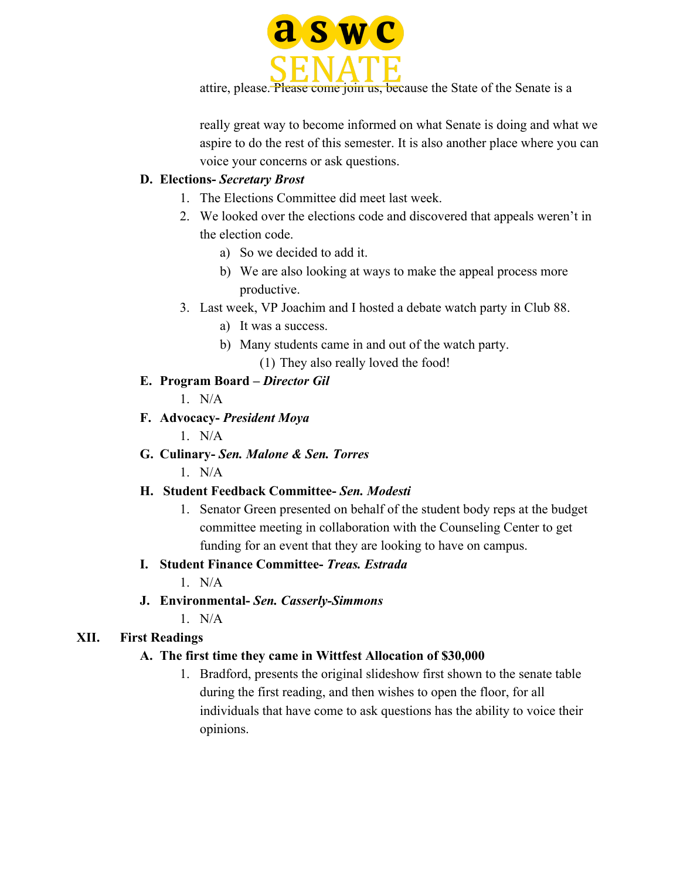attire, please. Please come join us, because the State of the Senate is a

really great way to become informed on what Senate is doing and what we aspire to do the rest of this semester. It is also another place where you can voice your concerns or ask questions.

**D. Elections-** ***Secretary Brost***

1. The Elections Committee did meet last week.
2. We looked over the elections code and discovered that appeals weren't in the election code.
    a) So we decided to add it.
    b) We are also looking at ways to make the appeal process more productive.
3. Last week, VP Joachim and I hosted a debate watch party in Club 88.
    a) It was a success.
    b) Many students came in and out of the watch party.
        (1) They also really loved the food!

**E. Program Board –** ***Director Gil***

1. N/A

**F. Advocacy-** ***President Moya***

1. N/A

**G. Culinary-** ***Sen. Malone & Sen. Torres***

1. N/A

**H. Student Feedback Committee-** ***Sen. Modesti***

1. Senator Green presented on behalf of the student body reps at the budget committee meeting in collaboration with the Counseling Center to get funding for an event that they are looking to have on campus.

**I. Student Finance Committee-** ***Treas. Estrada***

1. N/A

**J. Environmental-** ***Sen. Casserly-Simmons***

1. N/A

**XII. First Readings**

**A. The first time they came in Wittfest Allocation of $30,000**

1. Bradford, presents the original slideshow first shown to the senate table during the first reading, and then wishes to open the floor, for all individuals that have come to ask questions has the ability to voice their opinions.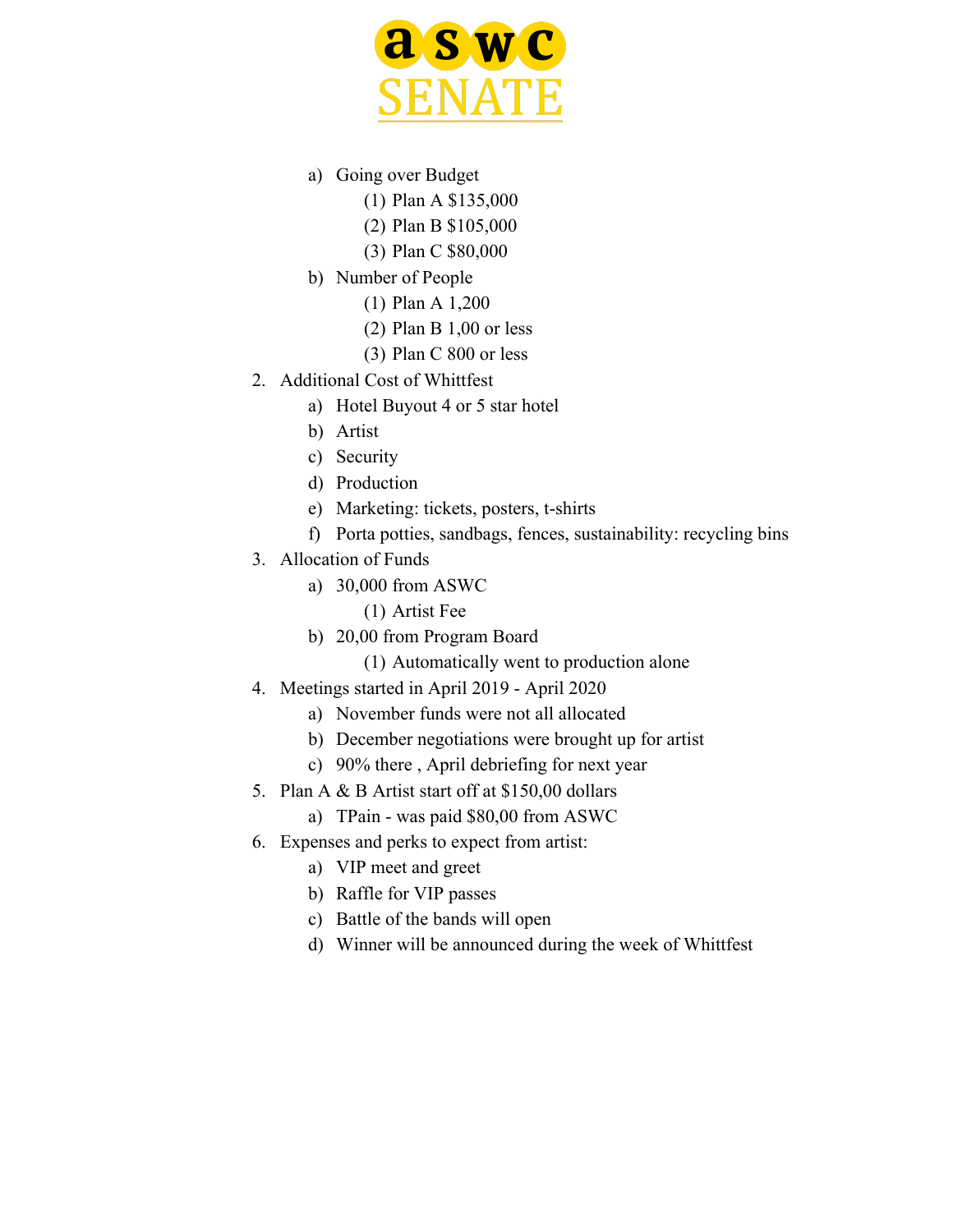a) Going over Budget
   (1) Plan A $135,000
   (2) Plan B $105,000
   (3) Plan C $80,000
b) Number of People
   (1) Plan A 1,200
   (2) Plan B 1,00 or less
   (3) Plan C 800 or less

2. Additional Cost of Whittfest
   a) Hotel Buyout 4 or 5 star hotel
   b) Artist
   c) Security
   d) Production
   e) Marketing: tickets, posters, t-shirts
   f) Porta potties, sandbags, fences, sustainability: recycling bins
3. Allocation of Funds
   a) 30,000 from ASWC
      (1) Artist Fee
   b) 20,00 from Program Board
      (1) Automatically went to production alone
4. Meetings started in April 2019 - April 2020
   a) November funds were not all allocated
   b) December negotiations were brought up for artist
   c) 90% there , April debriefing for next year
5. Plan A & B Artist start off at $150,00 dollars
   a) TPain - was paid $80,00 from ASWC
6. Expenses and perks to expect from artist:
   a) VIP meet and greet
   b) Raffle for VIP passes
   c) Battle of the bands will open
   d) Winner will be announced during the week of Whittfest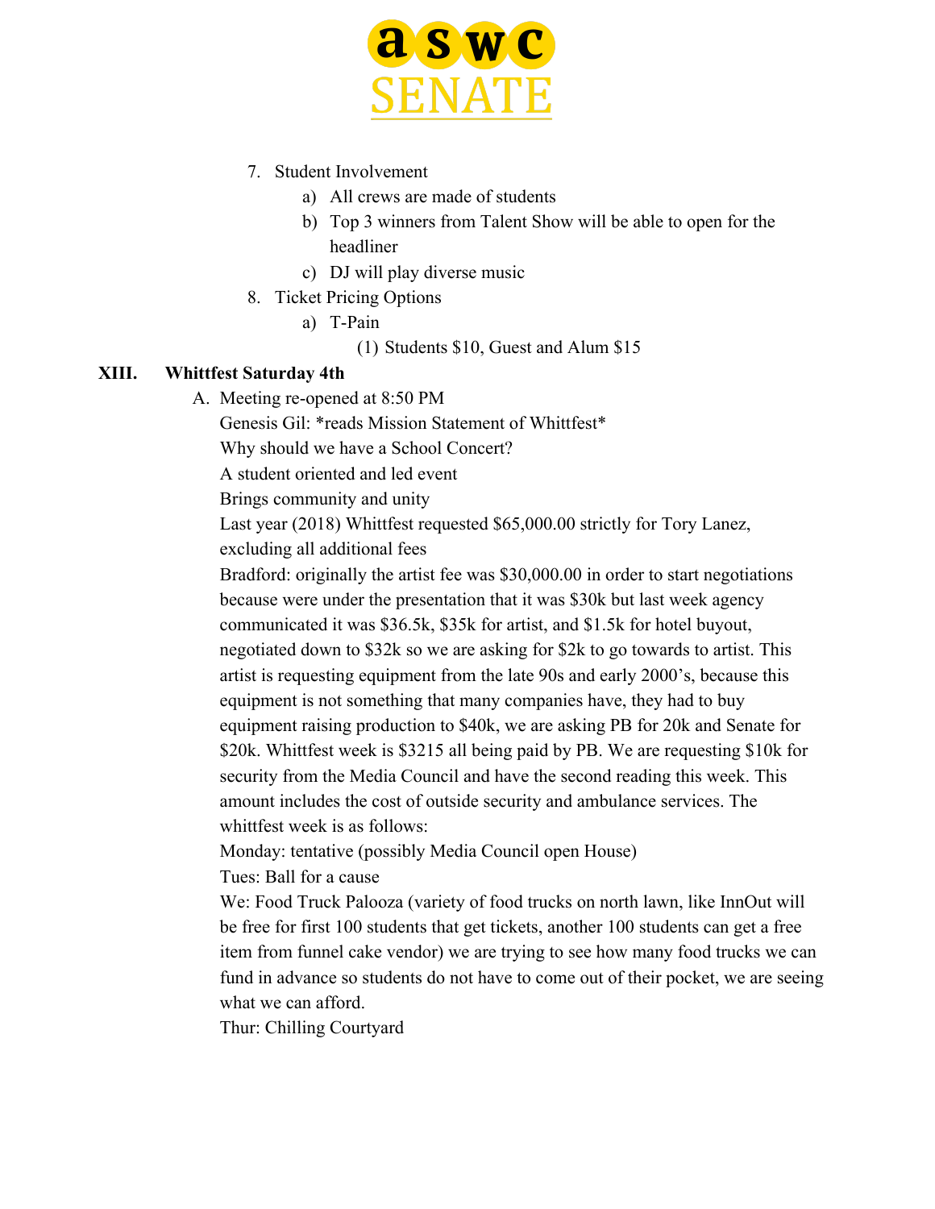7. Student Involvement
    a) All crews are made of students
    b) Top 3 winners from Talent Show will be able to open for the headliner
    c) DJ will play diverse music
8. Ticket Pricing Options
    a) T-Pain
        (1) Students $10, Guest and Alum $15

## XIII. Whittfest Saturday 4th

A. Meeting re-opened at 8:50 PM

Genesis Gil: *reads Mission Statement of Whittfest*

Why should we have a School Concert?

A student oriented and led event

Brings community and unity

Last year (2018) Whittfest requested $65,000.00 strictly for Tory Lanez, excluding all additional fees

Bradford: originally the artist fee was $30,000.00 in order to start negotiations because were under the presentation that it was $30k but last week agency communicated it was $36.5k, $35k for artist, and $1.5k for hotel buyout, negotiated down to $32k so we are asking for $2k to go towards to artist. This artist is requesting equipment from the late 90s and early 2000's, because this equipment is not something that many companies have, they had to buy equipment raising production to $40k, we are asking PB for 20k and Senate for $20k. Whittfest week is $3215 all being paid by PB. We are requesting $10k for security from the Media Council and have the second reading this week. This amount includes the cost of outside security and ambulance services. The whittfest week is as follows:

Monday: tentative (possibly Media Council open House)

Tues: Ball for a cause

We: Food Truck Palooza (variety of food trucks on north lawn, like InnOut will be free for first 100 students that get tickets, another 100 students can get a free item from funnel cake vendor) we are trying to see how many food trucks we can fund in advance so students do not have to come out of their pocket, we are seeing what we can afford.

Thur: Chilling Courtyard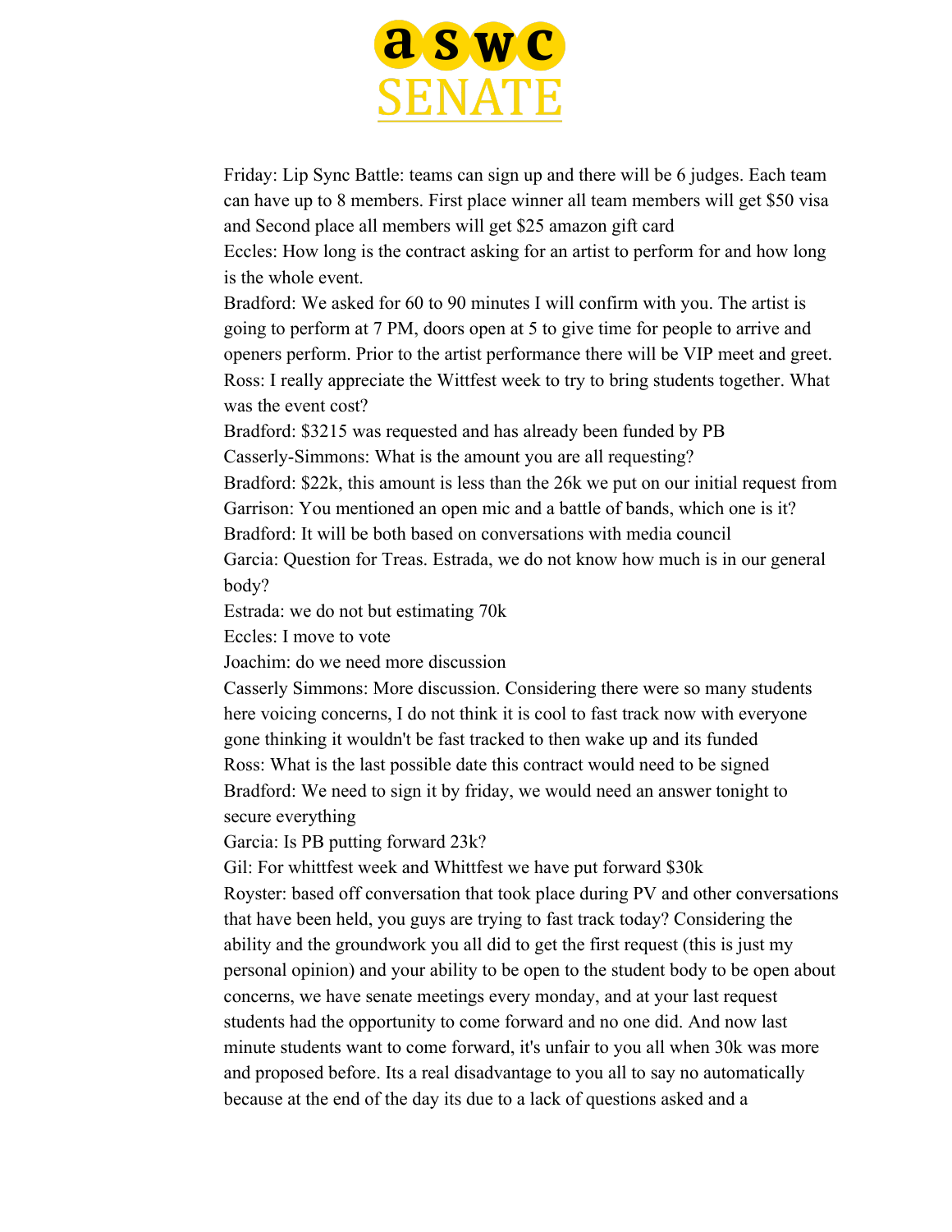Friday: Lip Sync Battle: teams can sign up and there will be 6 judges. Each team can have up to 8 members. First place winner all team members will get $50 visa and Second place all members will get $25 amazon gift card

Eccles: How long is the contract asking for an artist to perform for and how long is the whole event.

Bradford: We asked for 60 to 90 minutes I will confirm with you. The artist is going to perform at 7 PM, doors open at 5 to give time for people to arrive and openers perform. Prior to the artist performance there will be VIP meet and greet.

Ross: I really appreciate the Wittfest week to try to bring students together. What was the event cost?

Bradford: $3215 was requested and has already been funded by PB

Casserly-Simmons: What is the amount you are all requesting?

Bradford: $22k, this amount is less than the 26k we put on our initial request from

Garrison: You mentioned an open mic and a battle of bands, which one is it?

Bradford: It will be both based on conversations with media council

Garcia: Question for Treas. Estrada, we do not know how much is in our general body?

Estrada: we do not but estimating 70k

Eccles: I move to vote

Joachim: do we need more discussion

Casserly Simmons: More discussion. Considering there were so many students here voicing concerns, I do not think it is cool to fast track now with everyone gone thinking it wouldn't be fast tracked to then wake up and its funded

Ross: What is the last possible date this contract would need to be signed

Bradford: We need to sign it by friday, we would need an answer tonight to secure everything

Garcia: Is PB putting forward 23k?

Gil: For whittfest week and Whittfest we have put forward $30k

Royster: based off conversation that took place during PV and other conversations that have been held, you guys are trying to fast track today? Considering the ability and the groundwork you all did to get the first request (this is just my personal opinion) and your ability to be open to the student body to be open about concerns, we have senate meetings every monday, and at your last request students had the opportunity to come forward and no one did. And now last minute students want to come forward, it's unfair to you all when 30k was more and proposed before. Its a real disadvantage to you all to say no automatically because at the end of the day its due to a lack of questions asked and a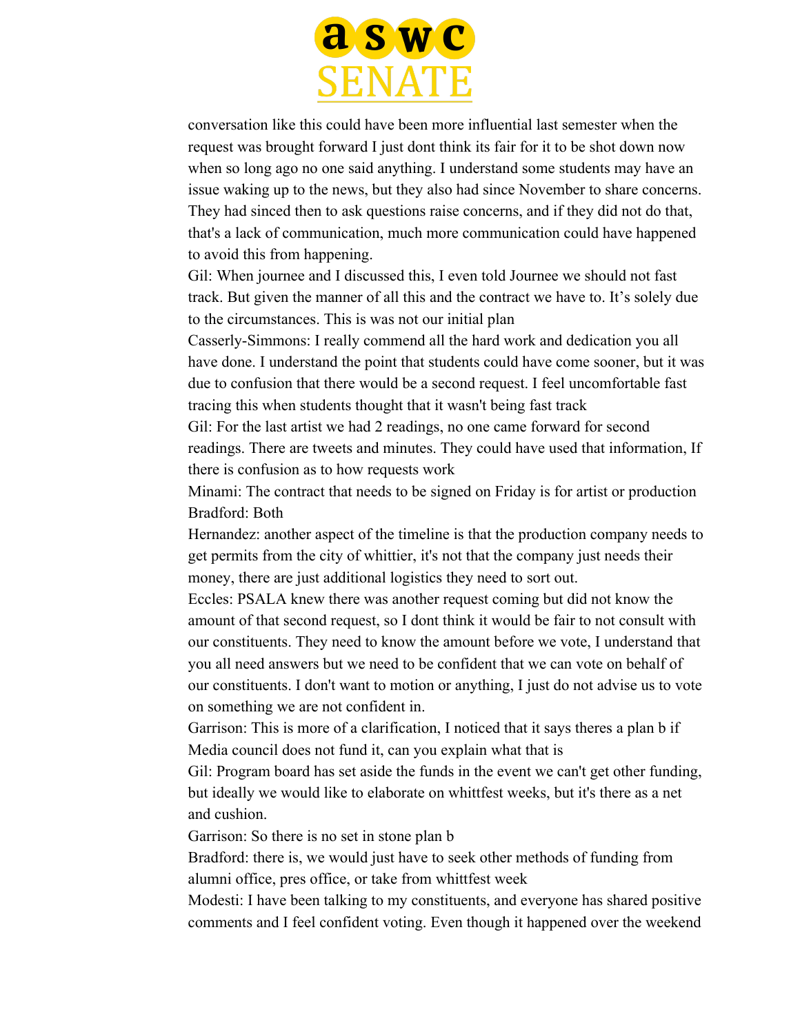conversation like this could have been more influential last semester when the request was brought forward I just dont think its fair for it to be shot down now when so long ago no one said anything. I understand some students may have an issue waking up to the news, but they also had since November to share concerns. They had sinced then to ask questions raise concerns, and if they did not do that, that's a lack of communication, much more communication could have happened to avoid this from happening.

Gil: When journee and I discussed this, I even told Journee we should not fast track. But given the manner of all this and the contract we have to. It's solely due to the circumstances. This is was not our initial plan

Casserly-Simmons: I really commend all the hard work and dedication you all have done. I understand the point that students could have come sooner, but it was due to confusion that there would be a second request. I feel uncomfortable fast tracing this when students thought that it wasn't being fast track

Gil: For the last artist we had 2 readings, no one came forward for second readings. There are tweets and minutes. They could have used that information, If there is confusion as to how requests work

Minami: The contract that needs to be signed on Friday is for artist or production

Bradford: Both

Hernandez: another aspect of the timeline is that the production company needs to get permits from the city of whittier, it's not that the company just needs their money, there are just additional logistics they need to sort out.

Eccles: PSALA knew there was another request coming but did not know the amount of that second request, so I dont think it would be fair to not consult with our constituents. They need to know the amount before we vote, I understand that you all need answers but we need to be confident that we can vote on behalf of our constituents. I don't want to motion or anything, I just do not advise us to vote on something we are not confident in.

Garrison: This is more of a clarification, I noticed that it says theres a plan b if Media council does not fund it, can you explain what that is

Gil: Program board has set aside the funds in the event we can't get other funding, but ideally we would like to elaborate on whittfest weeks, but it's there as a net and cushion.

Garrison: So there is no set in stone plan b

Bradford: there is, we would just have to seek other methods of funding from alumni office, pres office, or take from whittfest week

Modesti: I have been talking to my constituents, and everyone has shared positive comments and I feel confident voting. Even though it happened over the weekend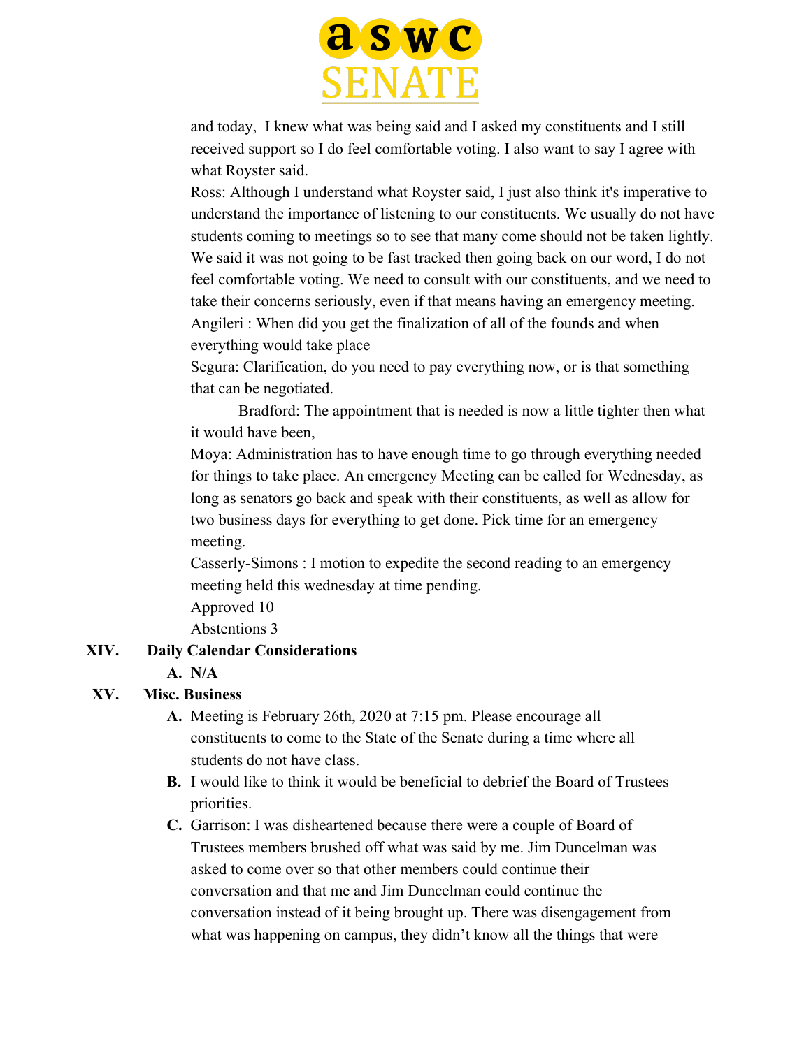and today, I knew what was being said and I asked my constituents and I still received support so I do feel comfortable voting. I also want to say I agree with what Royster said.

Ross: Although I understand what Royster said, I just also think it's imperative to understand the importance of listening to our constituents. We usually do not have students coming to meetings so to see that many come should not be taken lightly. We said it was not going to be fast tracked then going back on our word, I do not feel comfortable voting. We need to consult with our constituents, and we need to take their concerns seriously, even if that means having an emergency meeting.

Angileri : When did you get the finalization of all of the founds and when everything would take place

Segura: Clarification, do you need to pay everything now, or is that something that can be negotiated.

Bradford: The appointment that is needed is now a little tighter then what it would have been,

Moya: Administration has to have enough time to go through everything needed for things to take place. An emergency Meeting can be called for Wednesday, as long as senators go back and speak with their constituents, as well as allow for two business days for everything to get done. Pick time for an emergency meeting.

Casserly-Simons : I motion to expedite the second reading to an emergency meeting held this wednesday at time pending.

Approved 10

Abstentions 3

**XIV. Daily Calendar Considerations**

**A.** N/A

**XV. Misc. Business**

**A.** Meeting is February 26th, 2020 at 7:15 pm. Please encourage all constituents to come to the State of the Senate during a time where all students do not have class.

**B.** I would like to think it would be beneficial to debrief the Board of Trustees priorities.

**C.** Garrison: I was disheartened because there were a couple of Board of Trustees members brushed off what was said by me. Jim Duncelman was asked to come over so that other members could continue their conversation and that me and Jim Duncelman could continue the conversation instead of it being brought up. There was disengagement from what was happening on campus, they didn't know all the things that were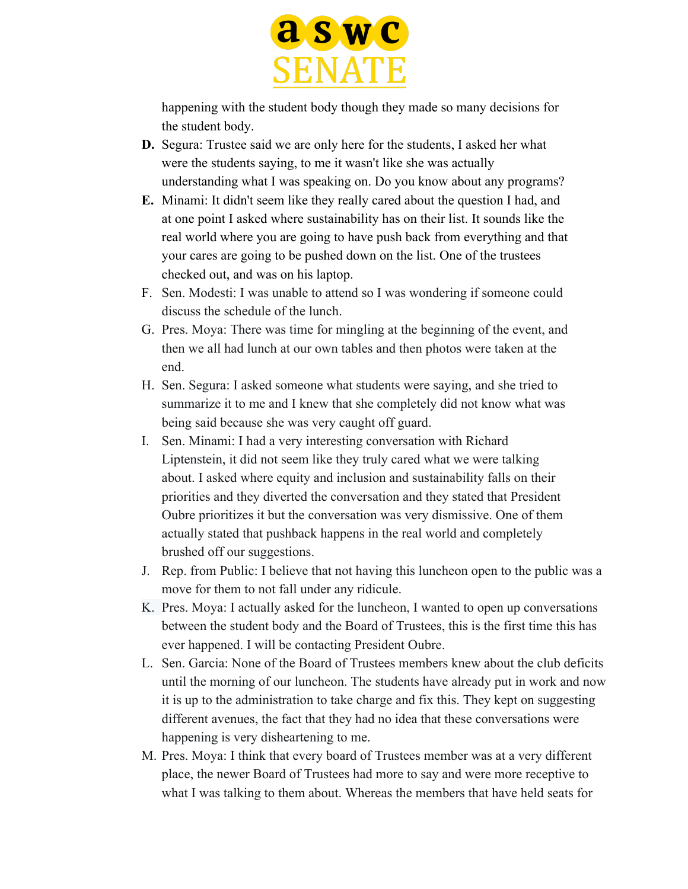happening with the student body though they made so many decisions for the student body.

**D.** Segura: Trustee said we are only here for the students, I asked her what were the students saying, to me it wasn't like she was actually understanding what I was speaking on. Do you know about any programs?

**E.** Minami: It didn't seem like they really cared about the question I had, and at one point I asked where sustainability has on their list. It sounds like the real world where you are going to have push back from everything and that your cares are going to be pushed down on the list. One of the trustees checked out, and was on his laptop.

F. Sen. Modesti: I was unable to attend so I was wondering if someone could discuss the schedule of the lunch.

G. Pres. Moya: There was time for mingling at the beginning of the event, and then we all had lunch at our own tables and then photos were taken at the end.

H. Sen. Segura: I asked someone what students were saying, and she tried to summarize it to me and I knew that she completely did not know what was being said because she was very caught off guard.

I. Sen. Minami: I had a very interesting conversation with Richard Liptenstein, it did not seem like they truly cared what we were talking about. I asked where equity and inclusion and sustainability falls on their priorities and they diverted the conversation and they stated that President Oubre prioritizes it but the conversation was very dismissive. One of them actually stated that pushback happens in the real world and completely brushed off our suggestions.

J. Rep. from Public: I believe that not having this luncheon open to the public was a move for them to not fall under any ridicule.

K. Pres. Moya: I actually asked for the luncheon, I wanted to open up conversations between the student body and the Board of Trustees, this is the first time this has ever happened. I will be contacting President Oubre.

L. Sen. Garcia: None of the Board of Trustees members knew about the club deficits until the morning of our luncheon. The students have already put in work and now it is up to the administration to take charge and fix this. They kept on suggesting different avenues, the fact that they had no idea that these conversations were happening is very disheartening to me.

M. Pres. Moya: I think that every board of Trustees member was at a very different place, the newer Board of Trustees had more to say and were more receptive to what I was talking to them about. Whereas the members that have held seats for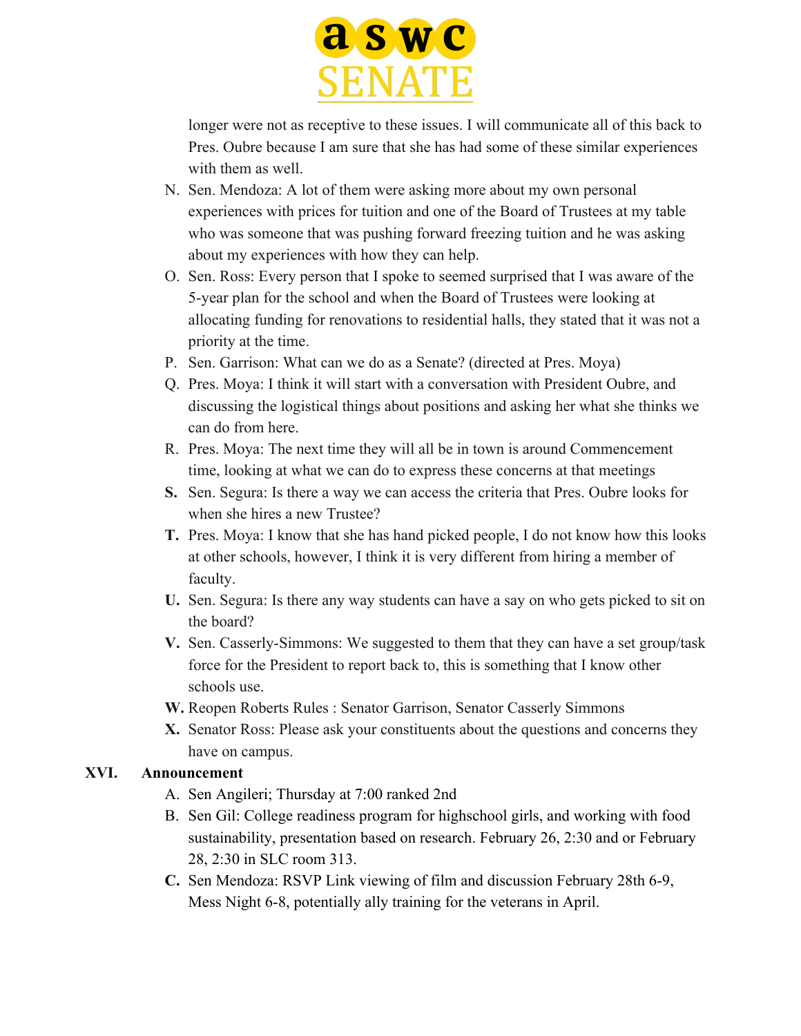longer were not as receptive to these issues. I will communicate all of this back to Pres. Oubre because I am sure that she has had some of these similar experiences with them as well.

N. Sen. Mendoza: A lot of them were asking more about my own personal experiences with prices for tuition and one of the Board of Trustees at my table who was someone that was pushing forward freezing tuition and he was asking about my experiences with how they can help.
O. Sen. Ross: Every person that I spoke to seemed surprised that I was aware of the 5-year plan for the school and when the Board of Trustees were looking at allocating funding for renovations to residential halls, they stated that it was not a priority at the time.
P. Sen. Garrison: What can we do as a Senate? (directed at Pres. Moya)
Q. Pres. Moya: I think it will start with a conversation with President Oubre, and discussing the logistical things about positions and asking her what she thinks we can do from here.
R. Pres. Moya: The next time they will all be in town is around Commencement time, looking at what we can do to express these concerns at that meetings
**S.** Sen. Segura: Is there a way we can access the criteria that Pres. Oubre looks for when she hires a new Trustee?
**T.** Pres. Moya: I know that she has hand picked people, I do not know how this looks at other schools, however, I think it is very different from hiring a member of faculty.
**U.** Sen. Segura: Is there any way students can have a say on who gets picked to sit on the board?
**V.** Sen. Casserly-Simmons: We suggested to them that they can have a set group/task force for the President to report back to, this is something that I know other schools use.
**W.** Reopen Roberts Rules : Senator Garrison, Senator Casserly Simmons
**X.** Senator Ross: Please ask your constituents about the questions and concerns they have on campus.

## XVI. Announcement

A. Sen Angileri; Thursday at 7:00 ranked 2nd
B. Sen Gil: College readiness program for highschool girls, and working with food sustainability, presentation based on research. February 26, 2:30 and or February 28, 2:30 in SLC room 313.
**C.** Sen Mendoza: RSVP Link viewing of film and discussion February 28th 6-9, Mess Night 6-8, potentially ally training for the veterans in April.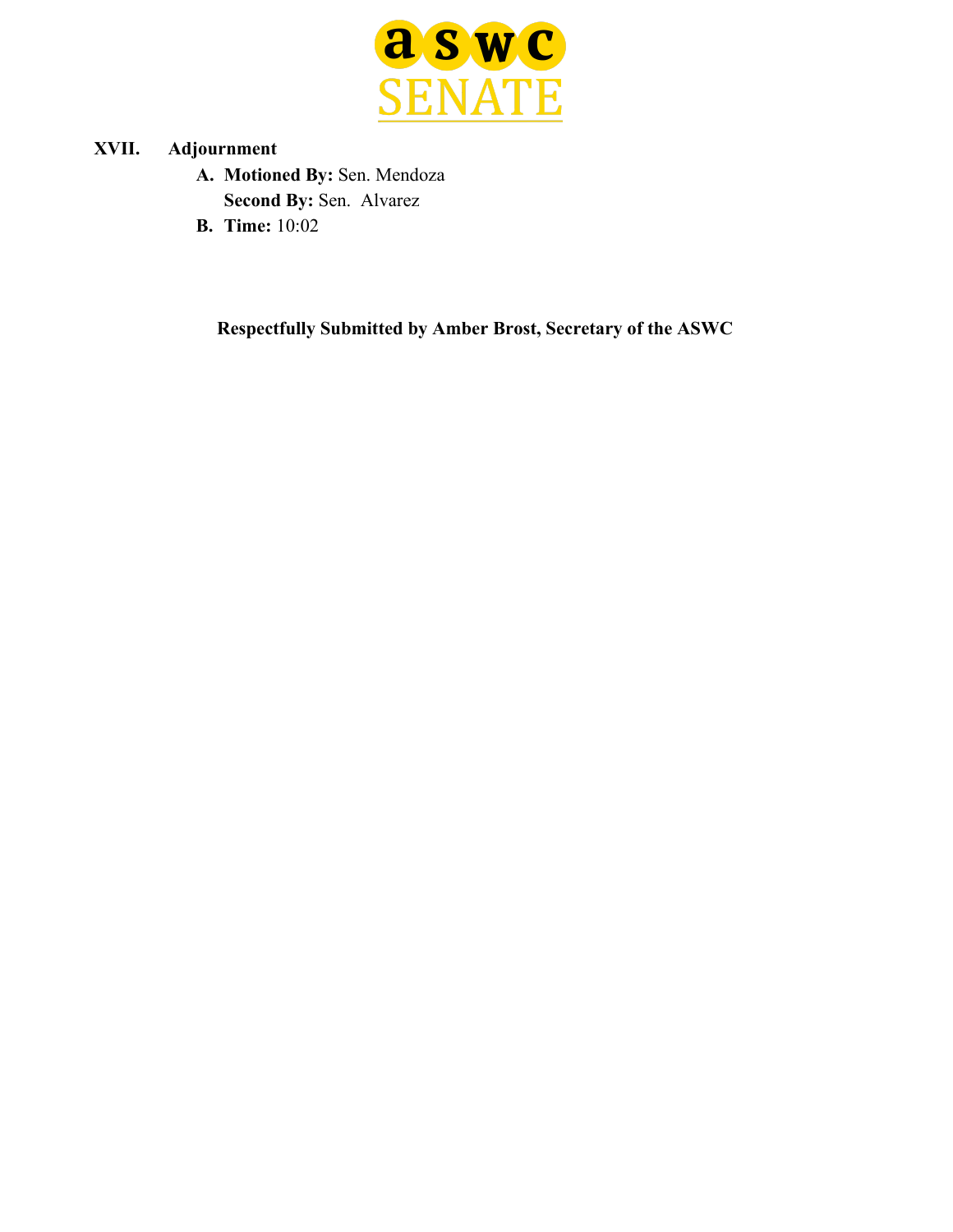**XVII. Adjournment**

A. **Motioned By:** Sen. Mendoza
   **Second By:** Sen. Alvarez
B. **Time:** 10:02

**Respectfully Submitted by Amber Brost, Secretary of the ASWC**